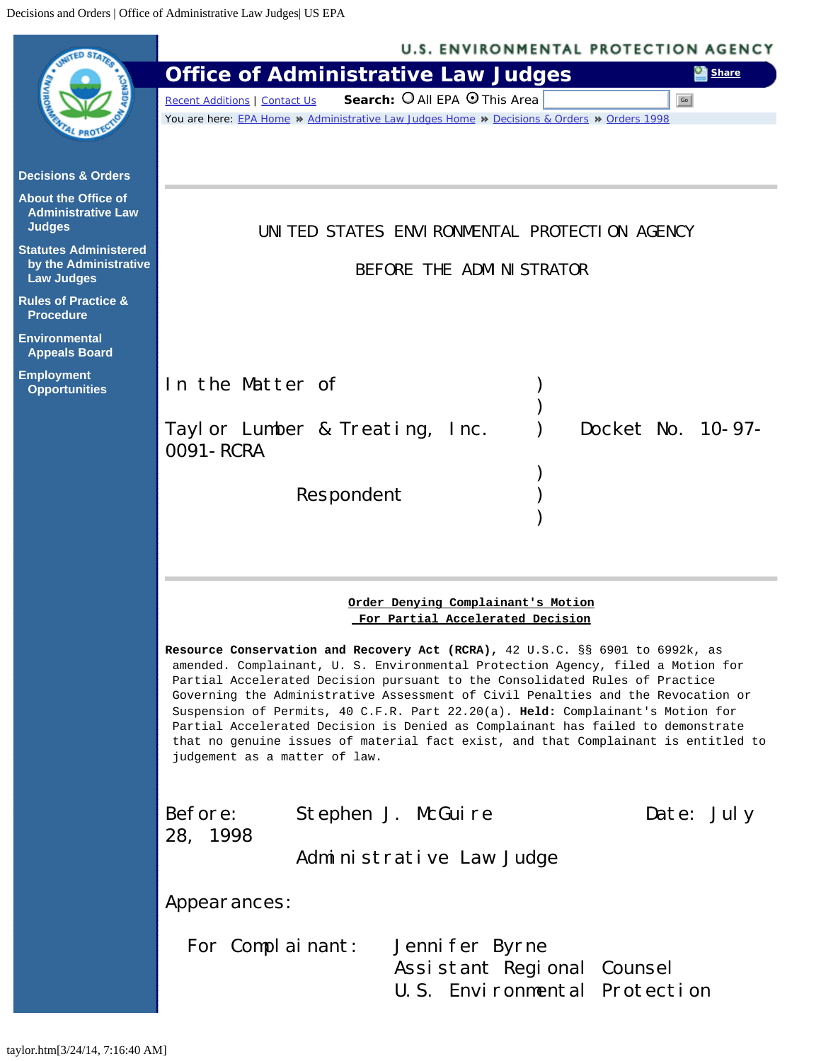UNITED STATES ENVIRONMENTAL PROTECTION AGENCY

BEFORE THE ADMINISTRATOR

In the Matter of )
)
Taylor Lumber & Treating, Inc. ) Docket No. 10-97-0091-RCRA
)
Respondent )
)

**Order Denying Complainant's Motion For Partial Accelerated Decision**

**Resource Conservation and Recovery Act (RCRA),** 42 U.S.C. §§ 6901 to 6992k, as amended. Complainant, U. S. Environmental Protection Agency, filed a Motion for Partial Accelerated Decision pursuant to the Consolidated Rules of Practice Governing the Administrative Assessment of Civil Penalties and the Revocation or Suspension of Permits, 40 C.F.R. Part 22.20(a). **Held:** Complainant's Motion for Partial Accelerated Decision is Denied as Complainant has failed to demonstrate that no genuine issues of material fact exist, and that Complainant is entitled to judgement as a matter of law.

Before: Stephen J. McGuire Date: July 28, 1998
Administrative Law Judge

Appearances:

For Complainant: Jennifer Byrne
Assistant Regional Counsel
U.S. Environmental Protection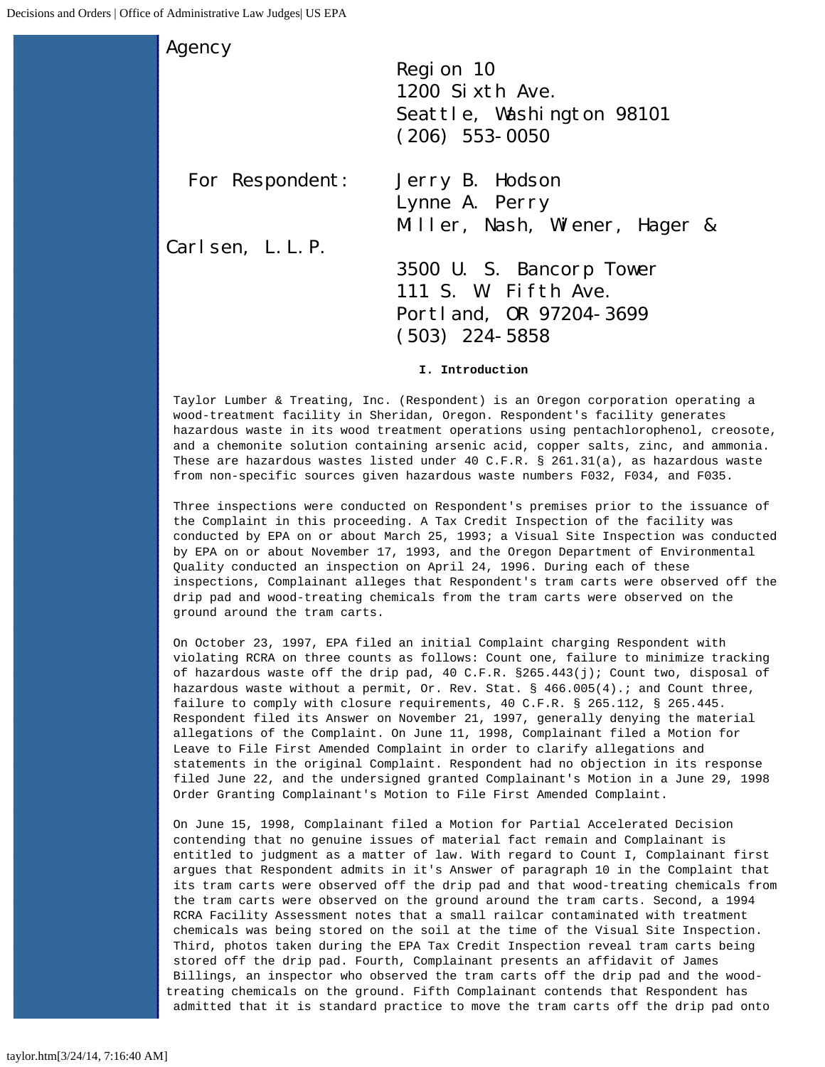Agency

Region 10
1200 Sixth Ave.
Seattle, Washington 98101
(206) 553-0050

For Respondent: Jerry B. Hodson
Lynne A. Perry
Miller, Nash, Wiener, Hager & Carlsen, L.L.P.
3500 U. S. Bancorp Tower
111 S. W. Fifth Ave.
Portland, OR 97204-3699
(503) 224-5858

**I. Introduction**

Taylor Lumber & Treating, Inc. (Respondent) is an Oregon corporation operating a wood-treatment facility in Sheridan, Oregon. Respondent's facility generates hazardous waste in its wood treatment operations using pentachlorophenol, creosote, and a chemonite solution containing arsenic acid, copper salts, zinc, and ammonia. These are hazardous wastes listed under 40 C.F.R. § 261.31(a), as hazardous waste from non-specific sources given hazardous waste numbers F032, F034, and F035.

Three inspections were conducted on Respondent's premises prior to the issuance of the Complaint in this proceeding. A Tax Credit Inspection of the facility was conducted by EPA on or about March 25, 1993; a Visual Site Inspection was conducted by EPA on or about November 17, 1993, and the Oregon Department of Environmental Quality conducted an inspection on April 24, 1996. During each of these inspections, Complainant alleges that Respondent's tram carts were observed off the drip pad and wood-treating chemicals from the tram carts were observed on the ground around the tram carts.

On October 23, 1997, EPA filed an initial Complaint charging Respondent with violating RCRA on three counts as follows: Count one, failure to minimize tracking of hazardous waste off the drip pad, 40 C.F.R. §265.443(j); Count two, disposal of hazardous waste without a permit, Or. Rev. Stat. § 466.005(4).; and Count three, failure to comply with closure requirements, 40 C.F.R. § 265.112, § 265.445. Respondent filed its Answer on November 21, 1997, generally denying the material allegations of the Complaint. On June 11, 1998, Complainant filed a Motion for Leave to File First Amended Complaint in order to clarify allegations and statements in the original Complaint. Respondent had no objection in its response filed June 22, and the undersigned granted Complainant's Motion in a June 29, 1998 Order Granting Complainant's Motion to File First Amended Complaint.

On June 15, 1998, Complainant filed a Motion for Partial Accelerated Decision contending that no genuine issues of material fact remain and Complainant is entitled to judgment as a matter of law. With regard to Count I, Complainant first argues that Respondent admits in it's Answer of paragraph 10 in the Complaint that its tram carts were observed off the drip pad and that wood-treating chemicals from the tram carts were observed on the ground around the tram carts. Second, a 1994 RCRA Facility Assessment notes that a small railcar contaminated with treatment chemicals was being stored on the soil at the time of the Visual Site Inspection. Third, photos taken during the EPA Tax Credit Inspection reveal tram carts being stored off the drip pad. Fourth, Complainant presents an affidavit of James Billings, an inspector who observed the tram carts off the drip pad and the wood-treating chemicals on the ground. Fifth Complainant contends that Respondent has admitted that it is standard practice to move the tram carts off the drip pad onto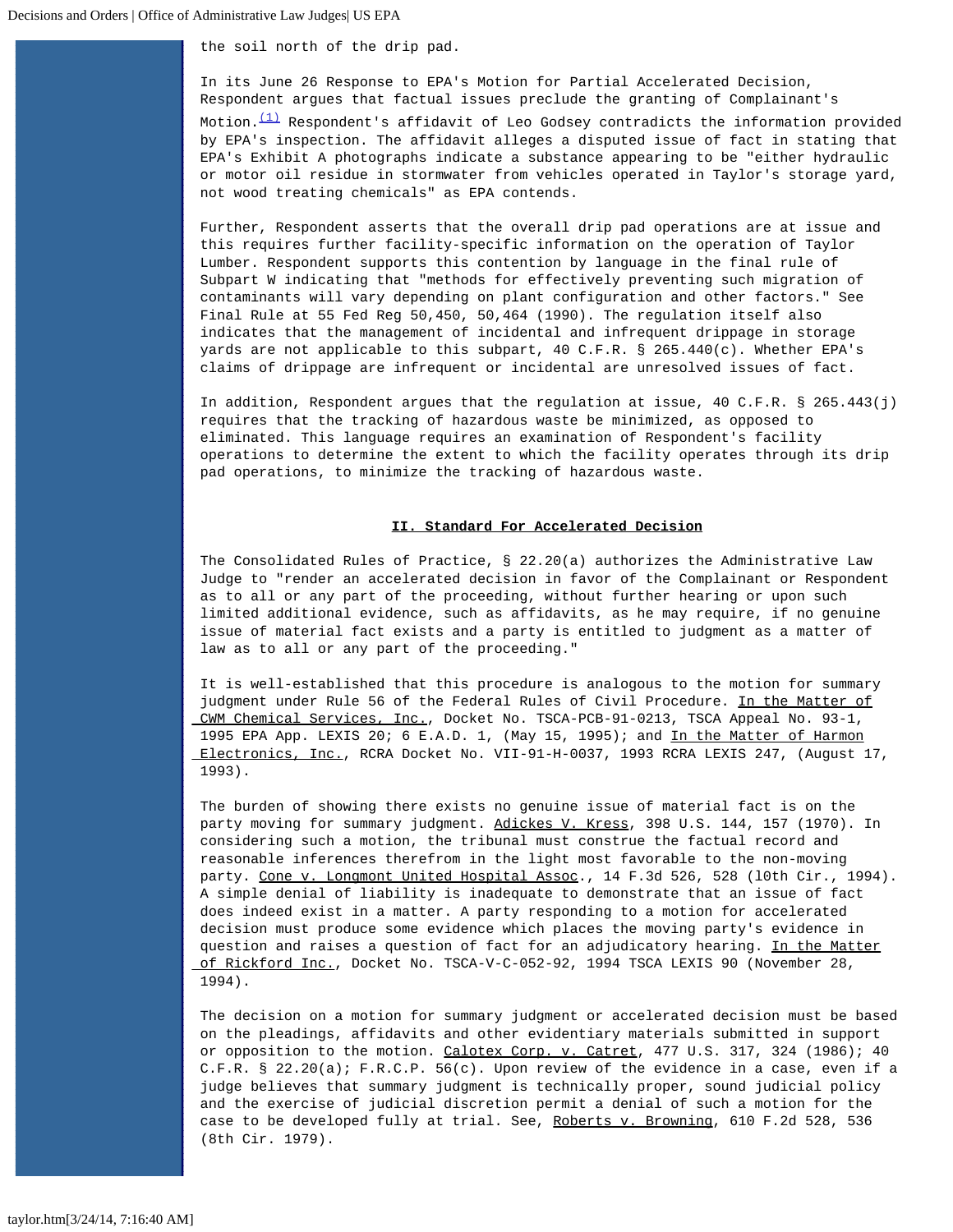the soil north of the drip pad.

In its June 26 Response to EPA's Motion for Partial Accelerated Decision, Respondent argues that factual issues preclude the granting of Complainant's Motion.[(1)] Respondent's affidavit of Leo Godsey contradicts the information provided by EPA's inspection. The affidavit alleges a disputed issue of fact in stating that EPA's Exhibit A photographs indicate a substance appearing to be "either hydraulic or motor oil residue in stormwater from vehicles operated in Taylor's storage yard, not wood treating chemicals" as EPA contends.

Further, Respondent asserts that the overall drip pad operations are at issue and this requires further facility-specific information on the operation of Taylor Lumber. Respondent supports this contention by language in the final rule of Subpart W indicating that "methods for effectively preventing such migration of contaminants will vary depending on plant configuration and other factors." See Final Rule at 55 Fed Reg 50,450, 50,464 (1990). The regulation itself also indicates that the management of incidental and infrequent drippage in storage yards are not applicable to this subpart, 40 C.F.R. § 265.440(c). Whether EPA's claims of drippage are infrequent or incidental are unresolved issues of fact.

In addition, Respondent argues that the regulation at issue, 40 C.F.R. § 265.443(j) requires that the tracking of hazardous waste be minimized, as opposed to eliminated. This language requires an examination of Respondent's facility operations to determine the extent to which the facility operates through its drip pad operations, to minimize the tracking of hazardous waste.

## II. Standard For Accelerated Decision

The Consolidated Rules of Practice, § 22.20(a) authorizes the Administrative Law Judge to "render an accelerated decision in favor of the Complainant or Respondent as to all or any part of the proceeding, without further hearing or upon such limited additional evidence, such as affidavits, as he may require, if no genuine issue of material fact exists and a party is entitled to judgment as a matter of law as to all or any part of the proceeding."

It is well-established that this procedure is analogous to the motion for summary judgment under Rule 56 of the Federal Rules of Civil Procedure. In the Matter of CWM Chemical Services, Inc., Docket No. TSCA-PCB-91-0213, TSCA Appeal No. 93-1, 1995 EPA App. LEXIS 20; 6 E.A.D. 1, (May 15, 1995); and In the Matter of Harmon Electronics, Inc., RCRA Docket No. VII-91-H-0037, 1993 RCRA LEXIS 247, (August 17, 1993).

The burden of showing there exists no genuine issue of material fact is on the party moving for summary judgment. Adickes V. Kress, 398 U.S. 144, 157 (1970). In considering such a motion, the tribunal must construe the factual record and reasonable inferences therefrom in the light most favorable to the non-moving party. Cone v. Longmont United Hospital Assoc., 14 F.3d 526, 528 (l0th Cir., 1994). A simple denial of liability is inadequate to demonstrate that an issue of fact does indeed exist in a matter. A party responding to a motion for accelerated decision must produce some evidence which places the moving party's evidence in question and raises a question of fact for an adjudicatory hearing. In the Matter of Rickford Inc., Docket No. TSCA-V-C-052-92, 1994 TSCA LEXIS 90 (November 28, 1994).

The decision on a motion for summary judgment or accelerated decision must be based on the pleadings, affidavits and other evidentiary materials submitted in support or opposition to the motion. Calotex Corp. v. Catret, 477 U.S. 317, 324 (1986); 40 C.F.R. § 22.20(a); F.R.C.P. 56(c). Upon review of the evidence in a case, even if a judge believes that summary judgment is technically proper, sound judicial policy and the exercise of judicial discretion permit a denial of such a motion for the case to be developed fully at trial. See, Roberts v. Browning, 610 F.2d 528, 536 (8th Cir. 1979).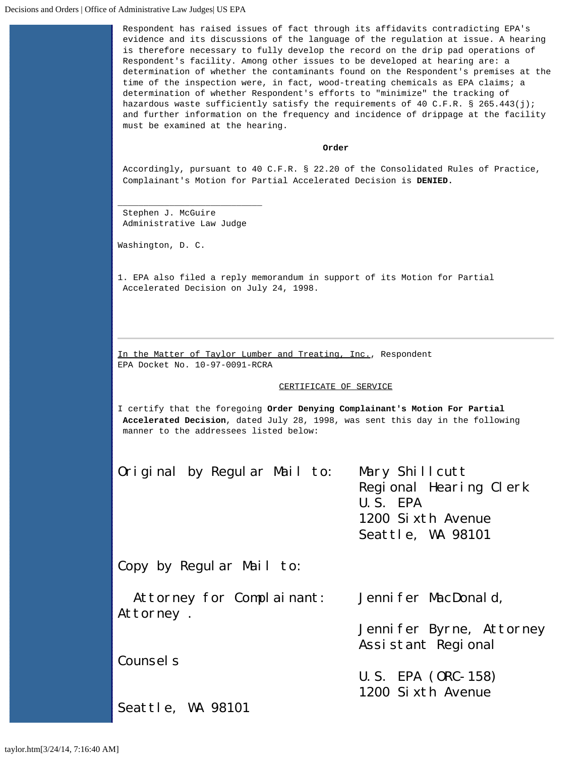Respondent has raised issues of fact through its affidavits contradicting EPA's evidence and its discussions of the language of the regulation at issue. A hearing is therefore necessary to fully develop the record on the drip pad operations of Respondent's facility. Among other issues to be developed at hearing are: a determination of whether the contaminants found on the Respondent's premises at the time of the inspection were, in fact, wood-treating chemicals as EPA claims; a determination of whether Respondent's efforts to "minimize" the tracking of hazardous waste sufficiently satisfy the requirements of 40 C.F.R. § 265.443(j); and further information on the frequency and incidence of drippage at the facility must be examined at the hearing.

**Order**

Accordingly, pursuant to 40 C.F.R. § 22.20 of the Consolidated Rules of Practice, Complainant's Motion for Partial Accelerated Decision is **DENIED**.

\_\_\_\_\_\_\_\_\_\_\_\_\_\_\_\_\_\_\_\_\_\_\_\_\_\_\_\_

Stephen J. McGuire
Administrative Law Judge

Washington, D. C.

1. EPA also filed a reply memorandum in support of its Motion for Partial Accelerated Decision on July 24, 1998.

---

In the Matter of Taylor Lumber and Treating, Inc., Respondent
EPA Docket No. 10-97-0091-RCRA

CERTIFICATE OF SERVICE

I certify that the foregoing **Order Denying Complainant's Motion For Partial Accelerated Decision**, dated July 28, 1998, was sent this day in the following manner to the addressees listed below:

Original by Regular Mail to:
Mary Shillcutt
Regional Hearing Clerk
U.S. EPA
1200 Sixth Avenue
Seattle, WA 98101

Copy by Regular Mail to:

Attorney for Complainant:
Jennifer MacDonald, Attorney .
Jennifer Byrne, Attorney
Assistant Regional Counsels
U.S. EPA (ORC-158)
1200 Sixth Avenue
Seattle, WA 98101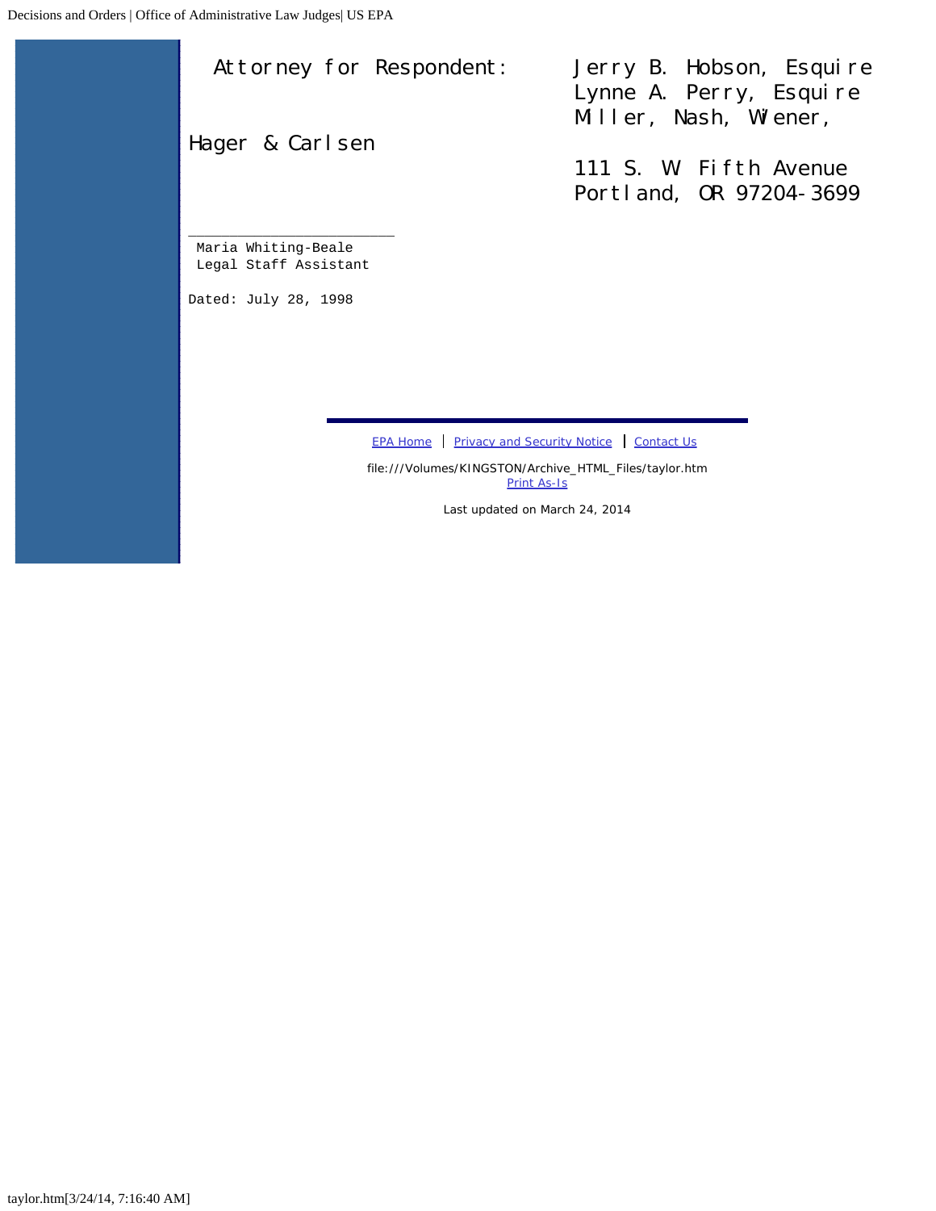Attorney for Respondent: Jerry B. Hobson, Esquire
Lynne A. Perry, Esquire
Miller, Nash, Wiener,

Hager & Carlsen

111 S. W. Fifth Avenue
Portland, OR 97204-3699

---

Maria Whiting-Beale
Legal Staff Assistant

Dated: July 28, 1998

EPA Home | Privacy and Security Notice | Contact Us

file:///Volumes/KINGSTON/Archive_HTML_Files/taylor.htm
Print As-Is

Last updated on March 24, 2014